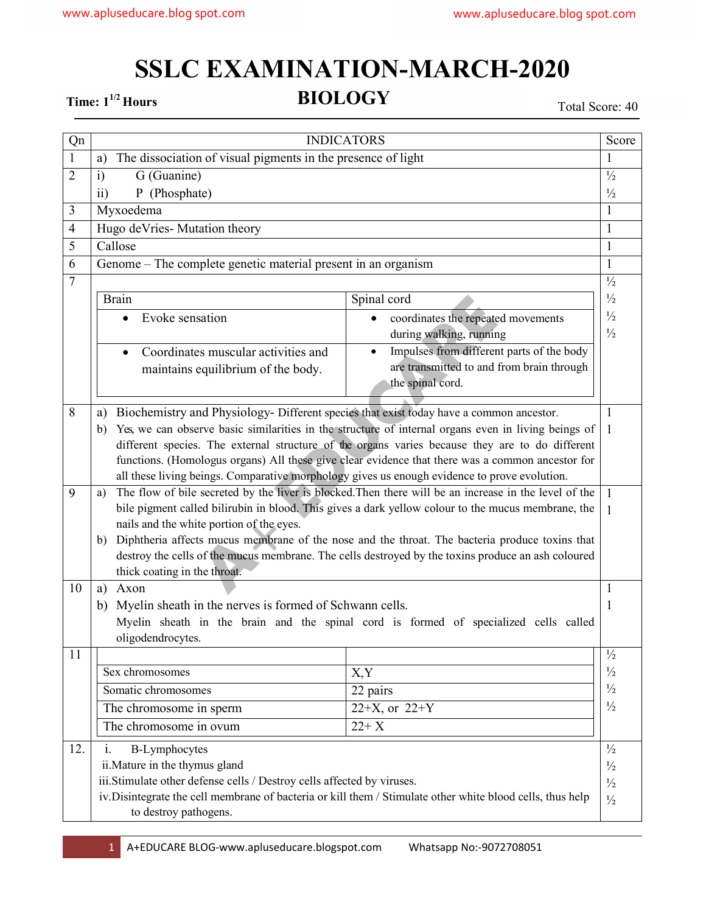# SSLC EXAMINATION-MARCH-2020

## BIOLOGY

**Time: $1^{1/2}$ Hours** | Total Score: 40

| Qn | INDICATORS | Score |
|---|---|---|
| 1 | a) The dissociation of visual pigments in the presence of light | 1 |
| 2 | i) G (Guanine)<br>ii) P (Phosphate) | ½<br>½ |
| 3 | Myxoedema | 1 |
| 4 | Hugo deVries- Mutation theory | 1 |
| 5 | Callose | 1 |
| 6 | Genome – The complete genetic material present in an organism | 1 |
| 7 | **Brain:** • Evoke sensation; • Coordinates muscular activities and maintains equilibrium of the body.<br>**Spinal cord:** • coordinates the repeated movements during walking, running; • Impulses from different parts of the body are transmitted to and from brain through the spinal cord. | ½<br>½<br>½<br>½ |
| 8 | a) Biochemistry and Physiology- Different species that exist today have a common ancestor.<br>b) Yes, we can observe basic similarities in the structure of internal organs even in living beings of different species. The external structure of the organs varies because they are to do different functions. (Homologus organs) All these give clear evidence that there was a common ancestor for all these living beings. Comparative morphology gives us enough evidence to prove evolution. | 1<br>1 |
| 9 | a) The flow of bile secreted by the liver is blocked.Then there will be an increase in the level of the bile pigment called bilirubin in blood. This gives a dark yellow colour to the mucus membrane, the nails and the white portion of the eyes.<br>b) Diphtheria affects mucus membrane of the nose and the throat. The bacteria produce toxins that destroy the cells of the mucus membrane. The cells destroyed by the toxins produce an ash coloured thick coating in the throat. | 1<br>1 |
| 10 | a) Axon<br>b) Myelin sheath in the nerves is formed of Schwann cells.<br>Myelin sheath in the brain and the spinal cord is formed of specialized cells called oligodendrocytes. | 1<br>1 |
| 11 | Sex chromosomes – X,Y<br>Somatic chromosomes – 22 pairs<br>The chromosome in sperm – 22+X, or 22+Y<br>The chromosome in ovum – 22+ X | ½<br>½<br>½<br>½ |
| 12. | i. B-Lymphocytes<br>ii.Mature in the thymus gland<br>iii.Stimulate other defense cells / Destroy cells affected by viruses.<br>iv.Disintegrate the cell membrane of bacteria or kill them / Stimulate other white blood cells, thus help to destroy pathogens. | ½<br>½<br>½<br>½ |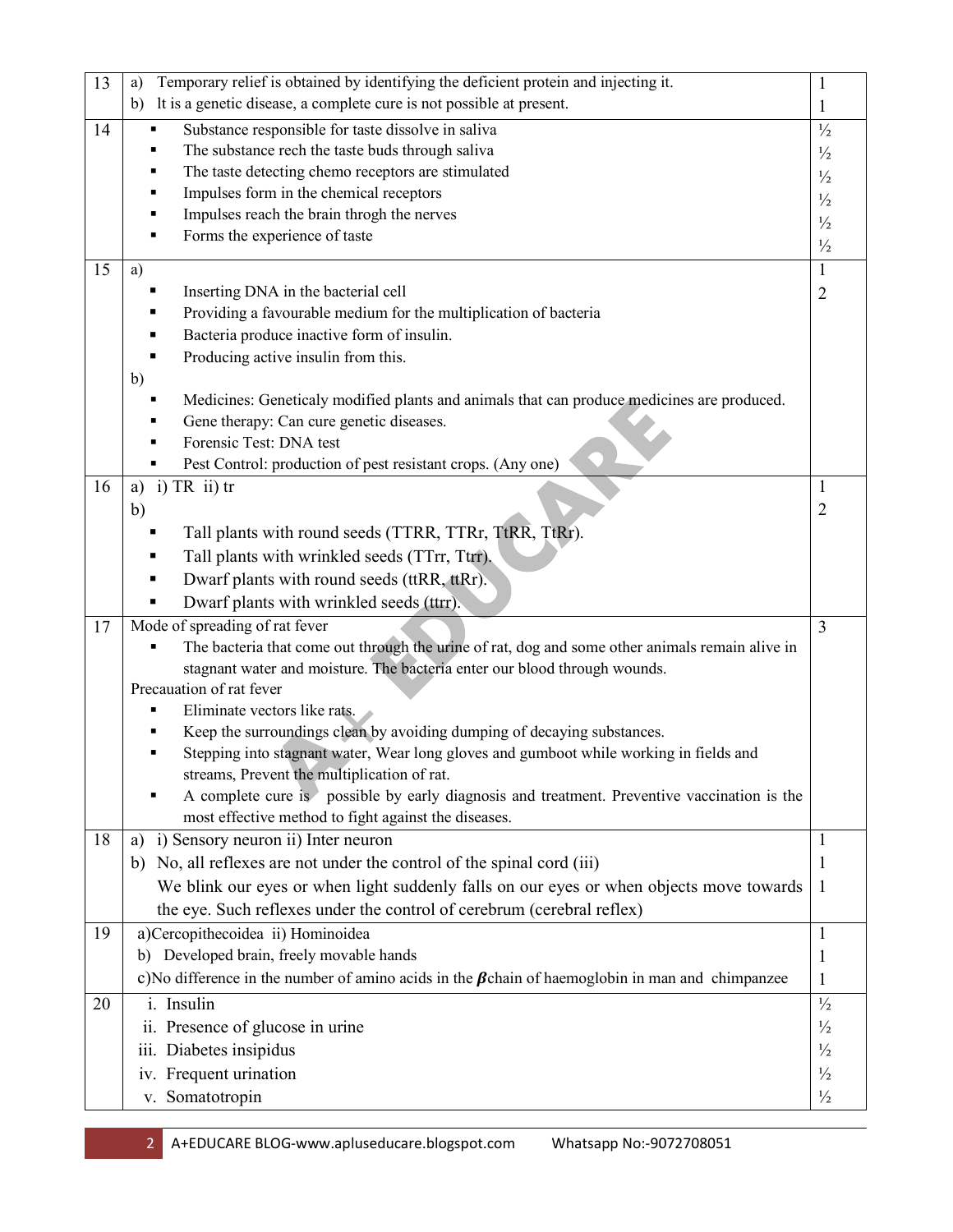| 13 | a) Temporary relief is obtained by identifying the deficient protein and injecting it.<br>b) It is a genetic disease, a complete cure is not possible at present. | 1<br>1 |
|---|---|---|
| 14 | ▪ Substance responsible for taste dissolve in saliva<br>▪ The substance rech the taste buds through saliva<br>▪ The taste detecting chemo receptors are stimulated<br>▪ Impulses form in the chemical receptors<br>▪ Impulses reach the brain throgh the nerves<br>▪ Forms the experience of taste | ½<br>½<br>½<br>½<br>½<br>½ |
| 15 | a)<br>▪ Inserting DNA in the bacterial cell<br>▪ Providing a favourable medium for the multiplication of bacteria<br>▪ Bacteria produce inactive form of insulin.<br>▪ Producing active insulin from this.<br>b)<br>▪ Medicines: Geneticaly modified plants and animals that can produce medicines are produced.<br>▪ Gene therapy: Can cure genetic diseases.<br>▪ Forensic Test: DNA test<br>▪ Pest Control: production of pest resistant crops. (Any one) | 1<br>2 |
| 16 | a) i) TR ii) tr<br>b)<br>▪ Tall plants with round seeds (TTRR, TTRr, TtRR, TtRr).<br>▪ Tall plants with wrinkled seeds (TTrr, Ttrr).<br>▪ Dwarf plants with round seeds (ttRR, ttRr).<br>▪ Dwarf plants with wrinkled seeds (ttrr). | 1<br>2 |
| 17 | Mode of spreading of rat fever<br>▪ The bacteria that come out through the urine of rat, dog and some other animals remain alive in stagnant water and moisture. The bacteria enter our blood through wounds.<br>Precauation of rat fever<br>▪ Eliminate vectors like rats.<br>▪ Keep the surroundings clean by avoiding dumping of decaying substances.<br>▪ Stepping into stagnant water, Wear long gloves and gumboot while working in fields and streams, Prevent the multiplication of rat.<br>▪ A complete cure is possible by early diagnosis and treatment. Preventive vaccination is the most effective method to fight against the diseases. | 3 |
| 18 | a) i) Sensory neuron ii) Inter neuron<br>b) No, all reflexes are not under the control of the spinal cord (iii)<br>We blink our eyes or when light suddenly falls on our eyes or when objects move towards the eye. Such reflexes under the control of cerebrum (cerebral reflex) | 1<br>1<br>1 |
| 19 | a)Cercopithecoidea ii) Hominoidea<br>b) Developed brain, freely movable hands<br>c)No difference in the number of amino acids in the $\beta$chain of haemoglobin in man and chimpanzee | 1<br>1<br>1 |
| 20 | i. Insulin<br>ii. Presence of glucose in urine<br>iii. Diabetes insipidus<br>iv. Frequent urination<br>v. Somatotropin | ½<br>½<br>½<br>½<br>½ |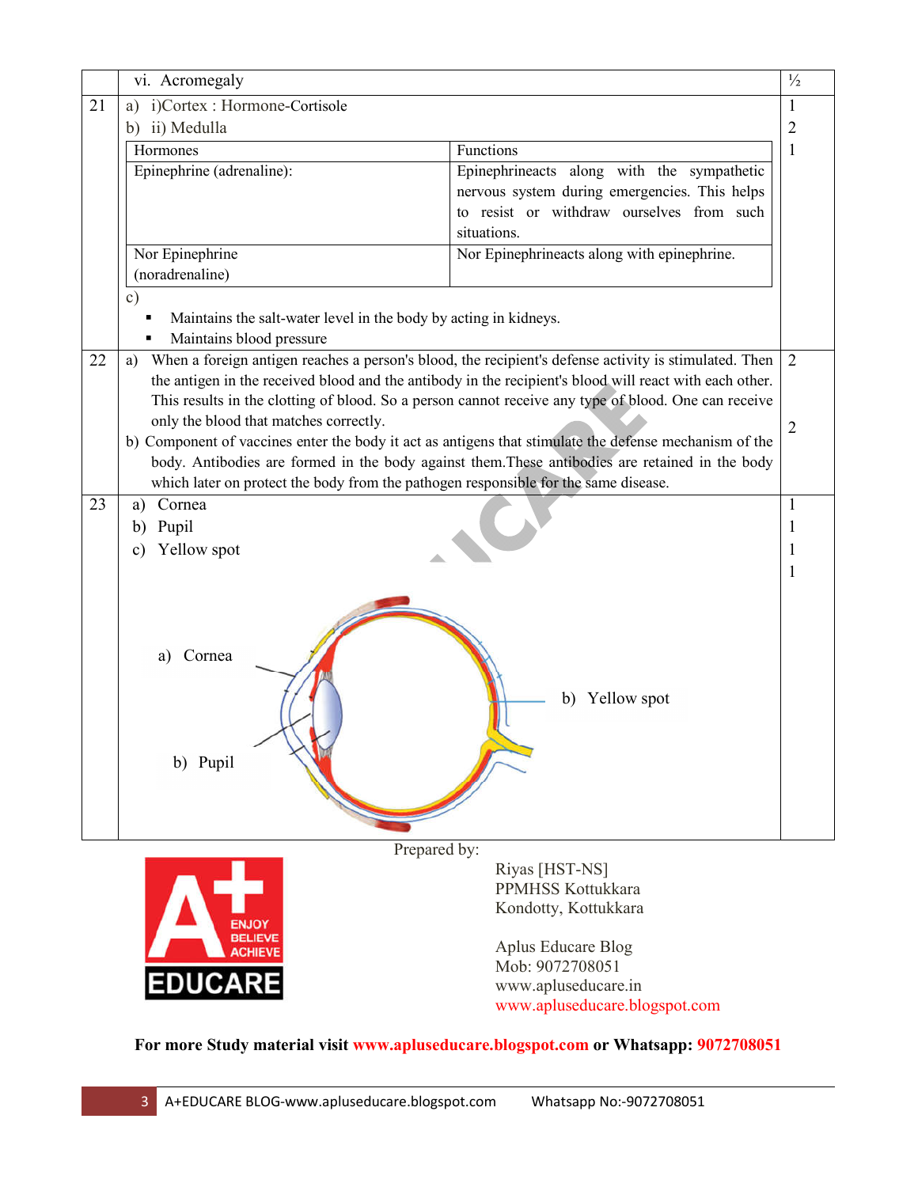| | | |
|---|---|---|
| | vi. Acromegaly | ½ |
| 21 | a) i)Cortex : Hormone-Cortisole<br>b) ii) Medulla<br><br>Hormones — Functions<br>Epinephrine (adrenaline): — Epinephrineacts along with the sympathetic nervous system during emergencies. This helps to resist or withdraw ourselves from such situations.<br>Nor Epinephrine (noradrenaline) — Nor Epinephrineacts along with epinephrine.<br><br>c)<br>▪ Maintains the salt-water level in the body by acting in kidneys.<br>▪ Maintains blood pressure | 1<br>2<br>1 |
| 22 | a) When a foreign antigen reaches a person's blood, the recipient's defense activity is stimulated. Then the antigen in the received blood and the antibody in the recipient's blood will react with each other. This results in the clotting of blood. So a person cannot receive any type of blood. One can receive only the blood that matches correctly.<br>b) Component of vaccines enter the body it act as antigens that stimulate the defense mechanism of the body. Antibodies are formed in the body against them.These antibodies are retained in the body which later on protect the body from the pathogen responsible for the same disease. | 2<br><br>2 |
| 23 | a) Cornea<br>b) Pupil<br>c) Yellow spot<br><br>a) Cornea<br>b) Pupil<br>b) Yellow spot | 1<br>1<br>1<br>1 |

Prepared by:

Riyas [HST-NS]
PPMHSS Kottukkara
Kondotty, Kottukkara

Aplus Educare Blog
Mob: 9072708051
www.apluseducare.in
www.apluseducare.blogspot.com

**For more Study material visit www.apluseducare.blogspot.com or Whatsapp: 9072708051**